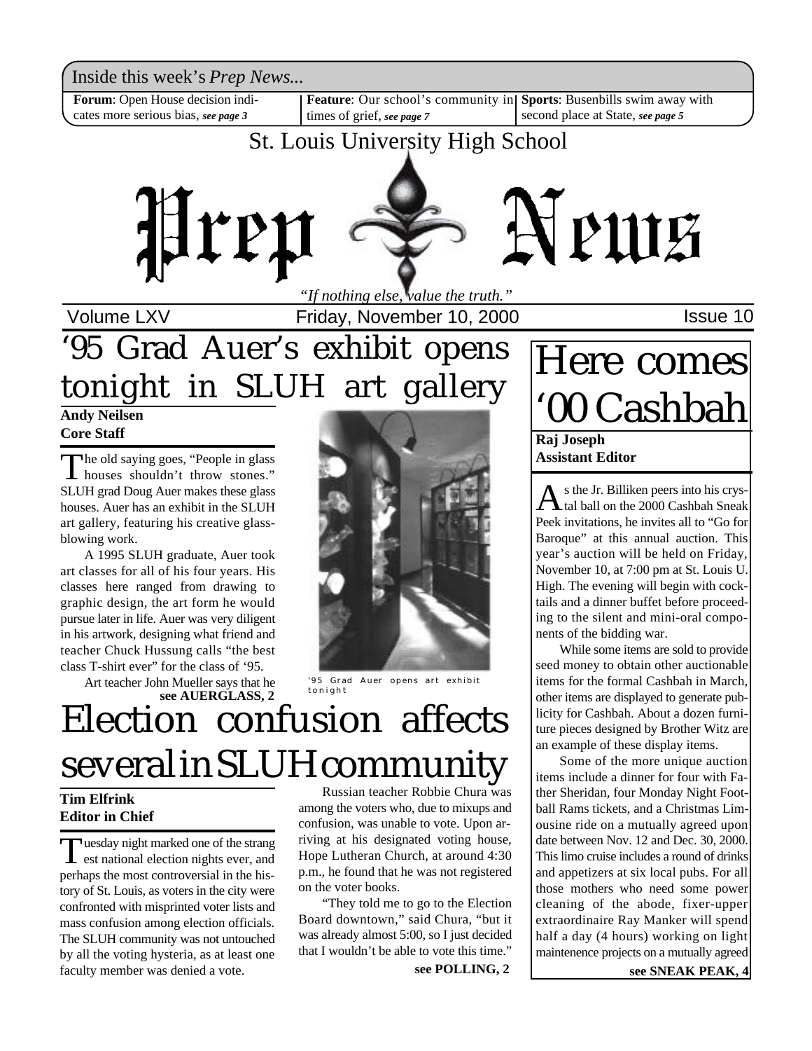Inside this week's *Prep News...*

**Forum**: Open House decision indicates more serious bias, *see page 3*

**Feature**: Our school's community in times of grief, *see page 7*

**Sports**: Busenbills swim away with second place at State, *see page 5*

St. Louis University High School

# Prep News

*"If nothing else, value the truth."*

Volume LXV — Friday, November 10, 2000 — Issue 10

# '95 Grad Auer's exhibit opens tonight in SLUH art gallery

**Andy Neilsen**
**Core Staff**

The old saying goes, "People in glass houses shouldn't throw stones." SLUH grad Doug Auer makes these glass houses. Auer has an exhibit in the SLUH art gallery, featuring his creative glass-blowing work.

A 1995 SLUH graduate, Auer took art classes for all of his four years. His classes here ranged from drawing to graphic design, the art form he would pursue later in life. Auer was very diligent in his artwork, designing what friend and teacher Chuck Hussung calls "the best class T-shirt ever" for the class of '95.

Art teacher John Mueller says that he

**see AUERGLASS, 2**

'95 Grad Auer opens art exhibit tonight

# Election confusion affects several in SLUH community

**Tim Elfrink**
**Editor in Chief**

Tuesday night marked one of the strangest national election nights ever, and perhaps the most controversial in the history of St. Louis, as voters in the city were confronted with misprinted voter lists and mass confusion among election officials. The SLUH community was not untouched by all the voting hysteria, as at least one faculty member was denied a vote.

Russian teacher Robbie Chura was among the voters who, due to mixups and confusion, was unable to vote. Upon arriving at his designated voting house, Hope Lutheran Church, at around 4:30 p.m., he found that he was not registered on the voter books.

"They told me to go to the Election Board downtown," said Chura, "but it was already almost 5:00, so I just decided that I wouldn't be able to vote this time."

**see POLLING, 2**

# Here comes '00 Cashbah

**Raj Joseph**
**Assistant Editor**

As the Jr. Billiken peers into his crystal ball on the 2000 Cashbah Sneak Peek invitations, he invites all to "Go for Baroque" at this annual auction. This year's auction will be held on Friday, November 10, at 7:00 pm at St. Louis U. High. The evening will begin with cocktails and a dinner buffet before proceeding to the silent and mini-oral components of the bidding war.

While some items are sold to provide seed money to obtain other auctionable items for the formal Cashbah in March, other items are displayed to generate publicity for Cashbah. About a dozen furniture pieces designed by Brother Witz are an example of these display items.

Some of the more unique auction items include a dinner for four with Father Sheridan, four Monday Night Football Rams tickets, and a Christmas Limousine ride on a mutually agreed upon date between Nov. 12 and Dec. 30, 2000. This limo cruise includes a round of drinks and appetizers at six local pubs. For all those mothers who need some power cleaning of the abode, fixer-upper extraordinaire Ray Manker will spend half a day (4 hours) working on light maintenence projects on a mutually agreed

**see SNEAK PEAK, 4**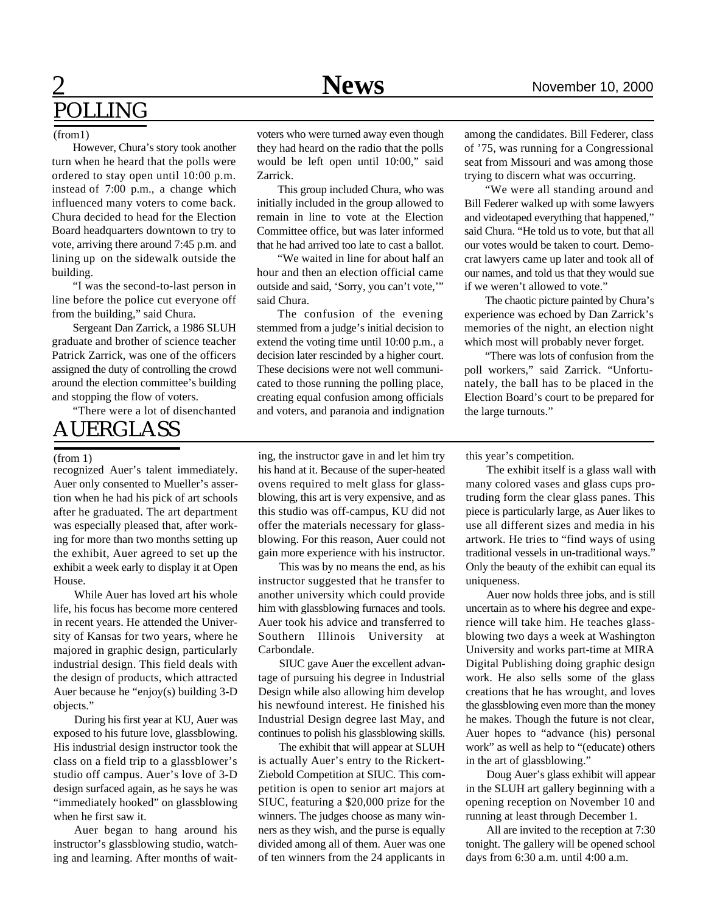## POLLING

(from1)

However, Chura's story took another turn when he heard that the polls were ordered to stay open until 10:00 p.m. instead of 7:00 p.m., a change which influenced many voters to come back. Chura decided to head for the Election Board headquarters downtown to try to vote, arriving there around 7:45 p.m. and lining up on the sidewalk outside the building.

"I was the second-to-last person in line before the police cut everyone off from the building," said Chura.

Sergeant Dan Zarrick, a 1986 SLUH graduate and brother of science teacher Patrick Zarrick, was one of the officers assigned the duty of controlling the crowd around the election committee's building and stopping the flow of voters.

"There were a lot of disenchanted voters who were turned away even though they had heard on the radio that the polls would be left open until 10:00," said Zarrick.

This group included Chura, who was initially included in the group allowed to remain in line to vote at the Election Committee office, but was later informed that he had arrived too late to cast a ballot.

"We waited in line for about half an hour and then an election official came outside and said, 'Sorry, you can't vote,'" said Chura.

The confusion of the evening stemmed from a judge's initial decision to extend the voting time until 10:00 p.m., a decision later rescinded by a higher court. These decisions were not well communicated to those running the polling place, creating equal confusion among officials and voters, and paranoia and indignation among the candidates. Bill Federer, class of '75, was running for a Congressional seat from Missouri and was among those trying to discern what was occurring.

"We were all standing around and Bill Federer walked up with some lawyers and videotaped everything that happened," said Chura. "He told us to vote, but that all our votes would be taken to court. Democrat lawyers came up later and took all of our names, and told us that they would sue if we weren't allowed to vote."

The chaotic picture painted by Chura's experience was echoed by Dan Zarrick's memories of the night, an election night which most will probably never forget.

"There was lots of confusion from the poll workers," said Zarrick. "Unfortunately, the ball has to be placed in the Election Board's court to be prepared for the large turnouts."

## AUERGLASS

(from 1)

recognized Auer's talent immediately. Auer only consented to Mueller's assertion when he had his pick of art schools after he graduated. The art department was especially pleased that, after working for more than two months setting up the exhibit, Auer agreed to set up the exhibit a week early to display it at Open House.

While Auer has loved art his whole life, his focus has become more centered in recent years. He attended the University of Kansas for two years, where he majored in graphic design, particularly industrial design. This field deals with the design of products, which attracted Auer because he "enjoy(s) building 3-D objects."

During his first year at KU, Auer was exposed to his future love, glassblowing. His industrial design instructor took the class on a field trip to a glassblower's studio off campus. Auer's love of 3-D design surfaced again, as he says he was "immediately hooked" on glassblowing when he first saw it.

Auer began to hang around his instructor's glassblowing studio, watching and learning. After months of waiting, the instructor gave in and let him try his hand at it. Because of the super-heated ovens required to melt glass for glassblowing, this art is very expensive, and as this studio was off-campus, KU did not offer the materials necessary for glassblowing. For this reason, Auer could not gain more experience with his instructor.

This was by no means the end, as his instructor suggested that he transfer to another university which could provide him with glassblowing furnaces and tools. Auer took his advice and transferred to Southern Illinois University at Carbondale.

SIUC gave Auer the excellent advantage of pursuing his degree in Industrial Design while also allowing him develop his newfound interest. He finished his Industrial Design degree last May, and continues to polish his glassblowing skills.

The exhibit that will appear at SLUH is actually Auer's entry to the Rickert-Ziebold Competition at SIUC. This competition is open to senior art majors at SIUC, featuring a $20,000 prize for the winners. The judges choose as many winners as they wish, and the purse is equally divided among all of them. Auer was one of ten winners from the 24 applicants in this year's competition.

The exhibit itself is a glass wall with many colored vases and glass cups protruding form the clear glass panes. This piece is particularly large, as Auer likes to use all different sizes and media in his artwork. He tries to "find ways of using traditional vessels in un-traditional ways." Only the beauty of the exhibit can equal its uniqueness.

Auer now holds three jobs, and is still uncertain as to where his degree and experience will take him. He teaches glassblowing two days a week at Washington University and works part-time at MIRA Digital Publishing doing graphic design work. He also sells some of the glass creations that he has wrought, and loves the glassblowing even more than the money he makes. Though the future is not clear, Auer hopes to "advance (his) personal work" as well as help to "(educate) others in the art of glassblowing."

Doug Auer's glass exhibit will appear in the SLUH art gallery beginning with a opening reception on November 10 and running at least through December 1.

All are invited to the reception at 7:30 tonight. The gallery will be opened school days from 6:30 a.m. until 4:00 a.m.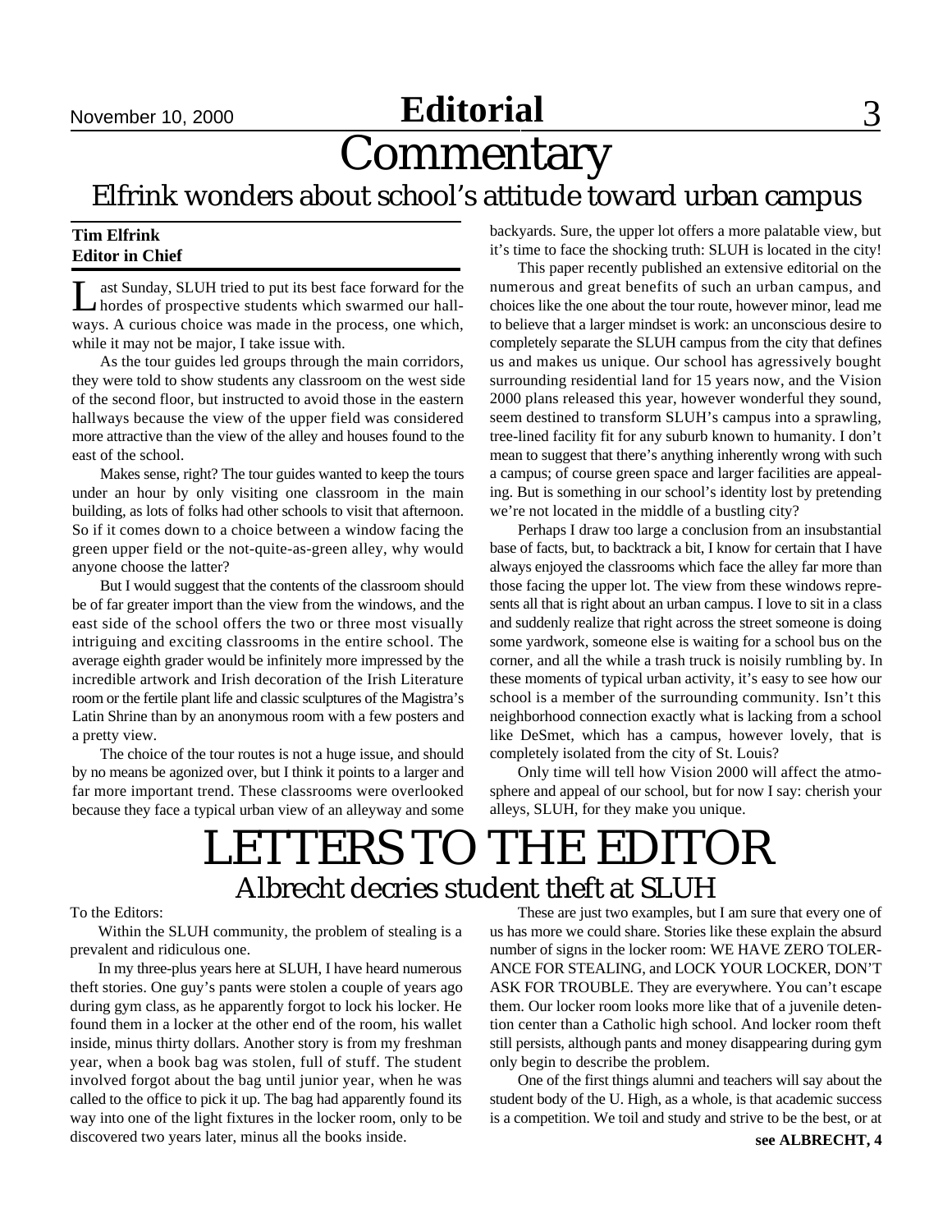# Editorial

## Commentary

### Elfrink wonders about school's attitude toward urban campus

**Tim Elfrink**
**Editor in Chief**

Last Sunday, SLUH tried to put its best face forward for the hordes of prospective students which swarmed our hallways. A curious choice was made in the process, one which, while it may not be major, I take issue with.

As the tour guides led groups through the main corridors, they were told to show students any classroom on the west side of the second floor, but instructed to avoid those in the eastern hallways because the view of the upper field was considered more attractive than the view of the alley and houses found to the east of the school.

Makes sense, right? The tour guides wanted to keep the tours under an hour by only visiting one classroom in the main building, as lots of folks had other schools to visit that afternoon. So if it comes down to a choice between a window facing the green upper field or the not-quite-as-green alley, why would anyone choose the latter?

But I would suggest that the contents of the classroom should be of far greater import than the view from the windows, and the east side of the school offers the two or three most visually intriguing and exciting classrooms in the entire school. The average eighth grader would be infinitely more impressed by the incredible artwork and Irish decoration of the Irish Literature room or the fertile plant life and classic sculptures of the Magistra's Latin Shrine than by an anonymous room with a few posters and a pretty view.

The choice of the tour routes is not a huge issue, and should by no means be agonized over, but I think it points to a larger and far more important trend. These classrooms were overlooked because they face a typical urban view of an alleyway and some backyards. Sure, the upper lot offers a more palatable view, but it's time to face the shocking truth: SLUH is located in the city!

This paper recently published an extensive editorial on the numerous and great benefits of such an urban campus, and choices like the one about the tour route, however minor, lead me to believe that a larger mindset is work: an unconscious desire to completely separate the SLUH campus from the city that defines us and makes us unique. Our school has agressively bought surrounding residential land for 15 years now, and the Vision 2000 plans released this year, however wonderful they sound, seem destined to transform SLUH's campus into a sprawling, tree-lined facility fit for any suburb known to humanity. I don't mean to suggest that there's anything inherently wrong with such a campus; of course green space and larger facilities are appealing. But is something in our school's identity lost by pretending we're not located in the middle of a bustling city?

Perhaps I draw too large a conclusion from an insubstantial base of facts, but, to backtrack a bit, I know for certain that I have always enjoyed the classrooms which face the alley far more than those facing the upper lot. The view from these windows represents all that is right about an urban campus. I love to sit in a class and suddenly realize that right across the street someone is doing some yardwork, someone else is waiting for a school bus on the corner, and all the while a trash truck is noisily rumbling by. In these moments of typical urban activity, it's easy to see how our school is a member of the surrounding community. Isn't this neighborhood connection exactly what is lacking from a school like DeSmet, which has a campus, however lovely, that is completely isolated from the city of St. Louis?

Only time will tell how Vision 2000 will affect the atmosphere and appeal of our school, but for now I say: cherish your alleys, SLUH, for they make you unique.

## LETTERS TO THE EDITOR

### Albrecht decries student theft at SLUH

To the Editors:

Within the SLUH community, the problem of stealing is a prevalent and ridiculous one.

In my three-plus years here at SLUH, I have heard numerous theft stories. One guy's pants were stolen a couple of years ago during gym class, as he apparently forgot to lock his locker. He found them in a locker at the other end of the room, his wallet inside, minus thirty dollars. Another story is from my freshman year, when a book bag was stolen, full of stuff. The student involved forgot about the bag until junior year, when he was called to the office to pick it up. The bag had apparently found its way into one of the light fixtures in the locker room, only to be discovered two years later, minus all the books inside.

These are just two examples, but I am sure that every one of us has more we could share. Stories like these explain the absurd number of signs in the locker room: WE HAVE ZERO TOLERANCE FOR STEALING, and LOCK YOUR LOCKER, DON'T ASK FOR TROUBLE. They are everywhere. You can't escape them. Our locker room looks more like that of a juvenile detention center than a Catholic high school. And locker room theft still persists, although pants and money disappearing during gym only begin to describe the problem.

One of the first things alumni and teachers will say about the student body of the U. High, as a whole, is that academic success is a competition. We toil and study and strive to be the best, or at

**see ALBRECHT, 4**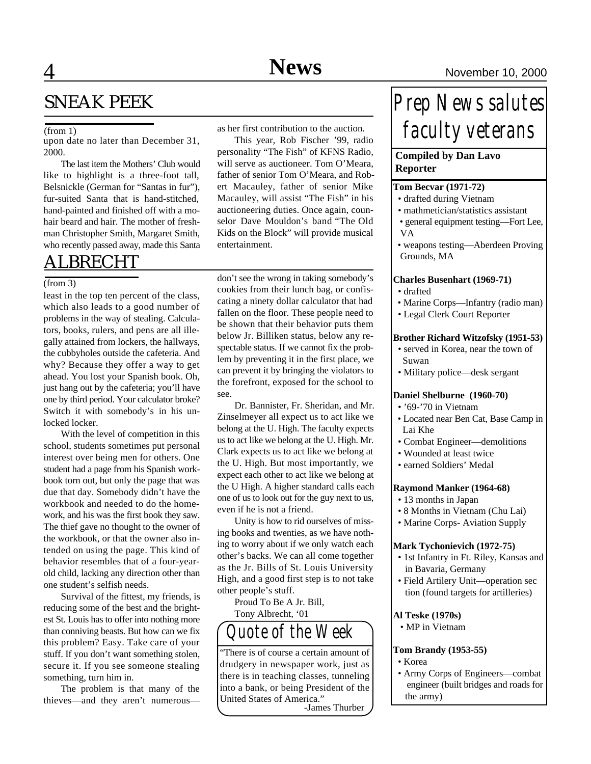# SNEAK PEEK

(from 1)

upon date no later than December 31, 2000.

The last item the Mothers' Club would like to highlight is a three-foot tall, Belsnickle (German for "Santas in fur"), fur-suited Santa that is hand-stitched, hand-painted and finished off with a mohair beard and hair. The mother of freshman Christopher Smith, Margaret Smith, who recently passed away, made this Santa as her first contribution to the auction.

This year, Rob Fischer '99, radio personality "The Fish" of KFNS Radio, will serve as auctioneer. Tom O'Meara, father of senior Tom O'Meara, and Robert Macauley, father of senior Mike Macauley, will assist "The Fish" in his auctioneering duties. Once again, counselor Dave Mouldon's band "The Old Kids on the Block" will provide musical entertainment.

# ALBRECHT

(from 3)

least in the top ten percent of the class, which also leads to a good number of problems in the way of stealing. Calculators, books, rulers, and pens are all illegally attained from lockers, the hallways, the cubbyholes outside the cafeteria. And why? Because they offer a way to get ahead. You lost your Spanish book. Oh, just hang out by the cafeteria; you'll have one by third period. Your calculator broke? Switch it with somebody's in his unlocked locker.

With the level of competition in this school, students sometimes put personal interest over being men for others. One student had a page from his Spanish workbook torn out, but only the page that was due that day. Somebody didn't have the workbook and needed to do the homework, and his was the first book they saw. The thief gave no thought to the owner of the workbook, or that the owner also intended on using the page. This kind of behavior resembles that of a four-year-old child, lacking any direction other than one student's selfish needs.

Survival of the fittest, my friends, is reducing some of the best and the brightest St. Louis has to offer into nothing more than conniving beasts. But how can we fix this problem? Easy. Take care of your stuff. If you don't want something stolen, secure it. If you see someone stealing something, turn him in.

The problem is that many of the thieves—and they aren't numerous—don't see the wrong in taking somebody's cookies from their lunch bag, or confiscating a ninety dollar calculator that had fallen on the floor. These people need to be shown that their behavior puts them below Jr. Billiken status, below any respectable status. If we cannot fix the problem by preventing it in the first place, we can prevent it by bringing the violators to the forefront, exposed for the school to see.

Dr. Bannister, Fr. Sheridan, and Mr. Zinselmeyer all expect us to act like we belong at the U. High. The faculty expects us to act like we belong at the U. High. Mr. Clark expects us to act like we belong at the U. High. But most importantly, we expect each other to act like we belong at the U High. A higher standard calls each one of us to look out for the guy next to us, even if he is not a friend.

Unity is how to rid ourselves of missing books and twenties, as we have nothing to worry about if we only watch each other's backs. We can all come together as the Jr. Bills of St. Louis University High, and a good first step is to not take other people's stuff.

Proud To Be A Jr. Bill,
Tony Albrecht, '01

## Quote of the Week

"There is of course a certain amount of drudgery in newspaper work, just as there is in teaching classes, tunneling into a bank, or being President of the United States of America."

-James Thurber

# Prep News salutes faculty veterans

**Compiled by Dan Lavo**
**Reporter**

**Tom Becvar (1971-72)**
- drafted during Vietnam
- mathmetician/statistics assistant
- general equipment testing—Fort Lee, VA
- weapons testing—Aberdeen Proving Grounds, MA

**Charles Busenhart (1969-71)**
- drafted
- Marine Corps—Infantry (radio man)
- Legal Clerk Court Reporter

**Brother Richard Witzofsky (1951-53)**
- served in Korea, near the town of Suwan
- Military police—desk sergant

**Daniel Shelburne (1960-70)**
- '69-'70 in Vietnam
- Located near Ben Cat, Base Camp in Lai Khe
- Combat Engineer—demolitions
- Wounded at least twice
- earned Soldiers' Medal

**Raymond Manker (1964-68)**
- 13 months in Japan
- 8 Months in Vietnam (Chu Lai)
- Marine Corps- Aviation Supply

**Mark Tychonievich (1972-75)**
- 1st Infantry in Ft. Riley, Kansas and in Bavaria, Germany
- Field Artilery Unit—operation section (found targets for artilleries)

**Al Teske (1970s)**
- MP in Vietnam

**Tom Brandy (1953-55)**
- Korea
- Army Corps of Engineers—combat engineer (built bridges and roads for the army)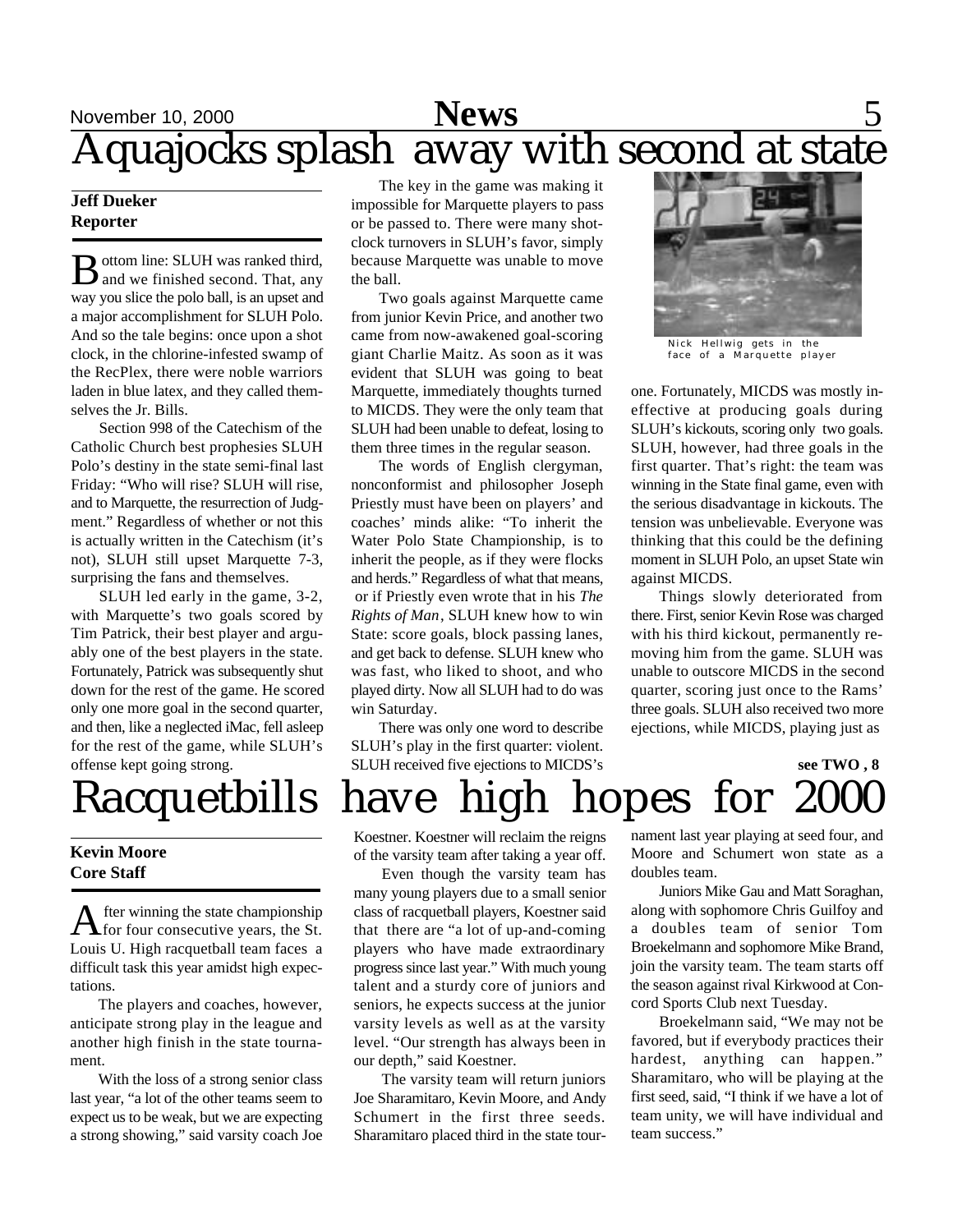# Aquajocks splash away with second at state

**Jeff Dueker**
**Reporter**

Bottom line: SLUH was ranked third, and we finished second. That, any way you slice the polo ball, is an upset and a major accomplishment for SLUH Polo. And so the tale begins: once upon a shot clock, in the chlorine-infested swamp of the RecPlex, there were noble warriors laden in blue latex, and they called themselves the Jr. Bills.

Section 998 of the Catechism of the Catholic Church best prophesies SLUH Polo's destiny in the state semi-final last Friday: "Who will rise? SLUH will rise, and to Marquette, the resurrection of Judgment." Regardless of whether or not this is actually written in the Catechism (it's not), SLUH still upset Marquette 7-3, surprising the fans and themselves.

SLUH led early in the game, 3-2, with Marquette's two goals scored by Tim Patrick, their best player and arguably one of the best players in the state. Fortunately, Patrick was subsequently shut down for the rest of the game. He scored only one more goal in the second quarter, and then, like a neglected iMac, fell asleep for the rest of the game, while SLUH's offense kept going strong.

The key in the game was making it impossible for Marquette players to pass or be passed to. There were many shot-clock turnovers in SLUH's favor, simply because Marquette was unable to move the ball.

Two goals against Marquette came from junior Kevin Price, and another two came from now-awakened goal-scoring giant Charlie Maitz. As soon as it was evident that SLUH was going to beat Marquette, immediately thoughts turned to MICDS. They were the only team that SLUH had been unable to defeat, losing to them three times in the regular season.

The words of English clergyman, nonconformist and philosopher Joseph Priestly must have been on players' and coaches' minds alike: "To inherit the Water Polo State Championship, is to inherit the people, as if they were flocks and herds." Regardless of what that means, or if Priestly even wrote that in his *The Rights of Man*, SLUH knew how to win State: score goals, block passing lanes, and get back to defense. SLUH knew who was fast, who liked to shoot, and who played dirty. Now all SLUH had to do was win Saturday.

There was only one word to describe SLUH's play in the first quarter: violent. SLUH received five ejections to MICDS's one. Fortunately, MICDS was mostly ineffective at producing goals during SLUH's kickouts, scoring only two goals. SLUH, however, had three goals in the first quarter. That's right: the team was winning in the State final game, even with the serious disadvantage in kickouts. The tension was unbelievable. Everyone was thinking that this could be the defining moment in SLUH Polo, an upset State win against MICDS.

Nick Hellwig gets in the face of a Marquette player

Things slowly deteriorated from there. First, senior Kevin Rose was charged with his third kickout, permanently removing him from the game. SLUH was unable to outscore MICDS in the second quarter, scoring just once to the Rams' three goals. SLUH also received two more ejections, while MICDS, playing just as

**see TWO , 8**

# Racquetbills have high hopes for 2000

**Kevin Moore**
**Core Staff**

After winning the state championship for four consecutive years, the St. Louis U. High racquetball team faces a difficult task this year amidst high expectations.

The players and coaches, however, anticipate strong play in the league and another high finish in the state tournament.

With the loss of a strong senior class last year, "a lot of the other teams seem to expect us to be weak, but we are expecting a strong showing," said varsity coach Joe Koestner. Koestner will reclaim the reigns of the varsity team after taking a year off.

Even though the varsity team has many young players due to a small senior class of racquetball players, Koestner said that there are "a lot of up-and-coming players who have made extraordinary progress since last year." With much young talent and a sturdy core of juniors and seniors, he expects success at the junior varsity levels as well as at the varsity level. "Our strength has always been in our depth," said Koestner.

The varsity team will return juniors Joe Sharamitaro, Kevin Moore, and Andy Schumert in the first three seeds. Sharamitaro placed third in the state tournament last year playing at seed four, and Moore and Schumert won state as a doubles team.

Juniors Mike Gau and Matt Soraghan, along with sophomore Chris Guilfoy and a doubles team of senior Tom Broekelmann and sophomore Mike Brand, join the varsity team. The team starts off the season against rival Kirkwood at Concord Sports Club next Tuesday.

Broekelmann said, "We may not be favored, but if everybody practices their hardest, anything can happen." Sharamitaro, who will be playing at the first seed, said, "I think if we have a lot of team unity, we will have individual and team success."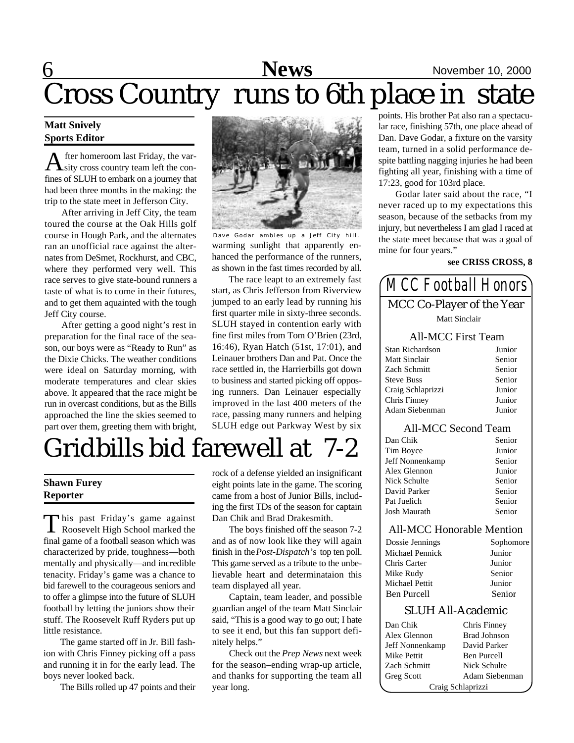# Cross Country runs to 6th place in state

**Matt Snively**
**Sports Editor**

After homeroom last Friday, the varsity cross country team left the confines of SLUH to embark on a journey that had been three months in the making: the trip to the state meet in Jefferson City.

After arriving in Jeff City, the team toured the course at the Oak Hills golf course in Hough Park, and the alternates ran an unofficial race against the alternates from DeSmet, Rockhurst, and CBC, where they performed very well. This race serves to give state-bound runners a taste of what is to come in their futures, and to get them aquainted with the tough Jeff City course.

After getting a good night's rest in preparation for the final race of the season, our boys were as "Ready to Run" as the Dixie Chicks. The weather conditions were ideal on Saturday morning, with moderate temperatures and clear skies above. It appeared that the race might be run in overcast conditions, but as the Bills approached the line the skies seemed to part over them, greeting them with bright, warming sunlight that apparently enhanced the performance of the runners, as shown in the fast times recorded by all.

Dave Godar ambles up a Jeff City hill.

The race leapt to an extremely fast start, as Chris Jefferson from Riverview jumped to an early lead by running his first quarter mile in sixty-three seconds. SLUH stayed in contention early with fine first miles from Tom O'Brien (23rd, 16:46), Ryan Hatch (51st, 17:01), and Leinauer brothers Dan and Pat. Once the race settled in, the Harrierbills got down to business and started picking off opposing runners. Dan Leinauer especially improved in the last 400 meters of the race, passing many runners and helping SLUH edge out Parkway West by six points. His brother Pat also ran a spectacular race, finishing 57th, one place ahead of Dan. Dave Godar, a fixture on the varsity team, turned in a solid performance despite battling nagging injuries he had been fighting all year, finishing with a time of 17:23, good for 103rd place.

Godar later said about the race, "I never raced up to my expectations this season, because of the setbacks from my injury, but nevertheless I am glad I raced at the state meet because that was a goal of mine for four years."

**see CRISS CROSS, 8**

# Gridbills bid farewell at 7-2

**Shawn Furey**
**Reporter**

This past Friday's game against Roosevelt High School marked the final game of a football season which was characterized by pride, toughness—both mentally and physically—and incredible tenacity. Friday's game was a chance to bid farewell to the courageous seniors and to offer a glimpse into the future of SLUH football by letting the juniors show their stuff. The Roosevelt Ruff Ryders put up little resistance.

The game started off in Jr. Bill fashion with Chris Finney picking off a pass and running it in for the early lead. The boys never looked back.

The Bills rolled up 47 points and their rock of a defense yielded an insignificant eight points late in the game. The scoring came from a host of Junior Bills, including the first TDs of the season for captain Dan Chik and Brad Drakesmith.

The boys finished off the season 7-2 and as of now look like they will again finish in the *Post-Dispatch*'s top ten poll. This game served as a tribute to the unbelievable heart and determinataion this team displayed all year.

Captain, team leader, and possible guardian angel of the team Matt Sinclair said, "This is a good way to go out; I hate to see it end, but this fan support definitely helps."

Check out the *Prep News* next week for the season–ending wrap-up article, and thanks for supporting the team all year long.

## MCC Football Honors

### MCC Co-Player of the Year

Matt Sinclair

### All-MCC First Team

| Name | Year |
|---|---|
| Stan Richardson | Junior |
| Matt Sinclair | Senior |
| Zach Schmitt | Senior |
| Steve Buss | Senior |
| Craig Schlaprizzi | Junior |
| Chris Finney | Junior |
| Adam Siebenman | Junior |

### All-MCC Second Team

| Name | Year |
|---|---|
| Dan Chik | Senior |
| Tim Boyce | Junior |
| Jeff Nonnenkamp | Senior |
| Alex Glennon | Junior |
| Nick Schulte | Senior |
| David Parker | Senior |
| Pat Juelich | Senior |
| Josh Maurath | Senior |

### All-MCC Honorable Mention

| Name | Year |
|---|---|
| Dossie Jennings | Sophomore |
| Michael Pennick | Junior |
| Chris Carter | Junior |
| Mike Rudy | Senior |
| Michael Pettit | Junior |
| Ben Purcell | Senior |

### SLUH All-Academic

| | |
|---|---|
| Dan Chik | Chris Finney |
| Alex Glennon | Brad Johnson |
| Jeff Nonnenkamp | David Parker |
| Mike Pettit | Ben Purcell |
| Zach Schmitt | Nick Schulte |
| Greg Scott | Adam Siebenman |
| Craig Schlaprizzi | |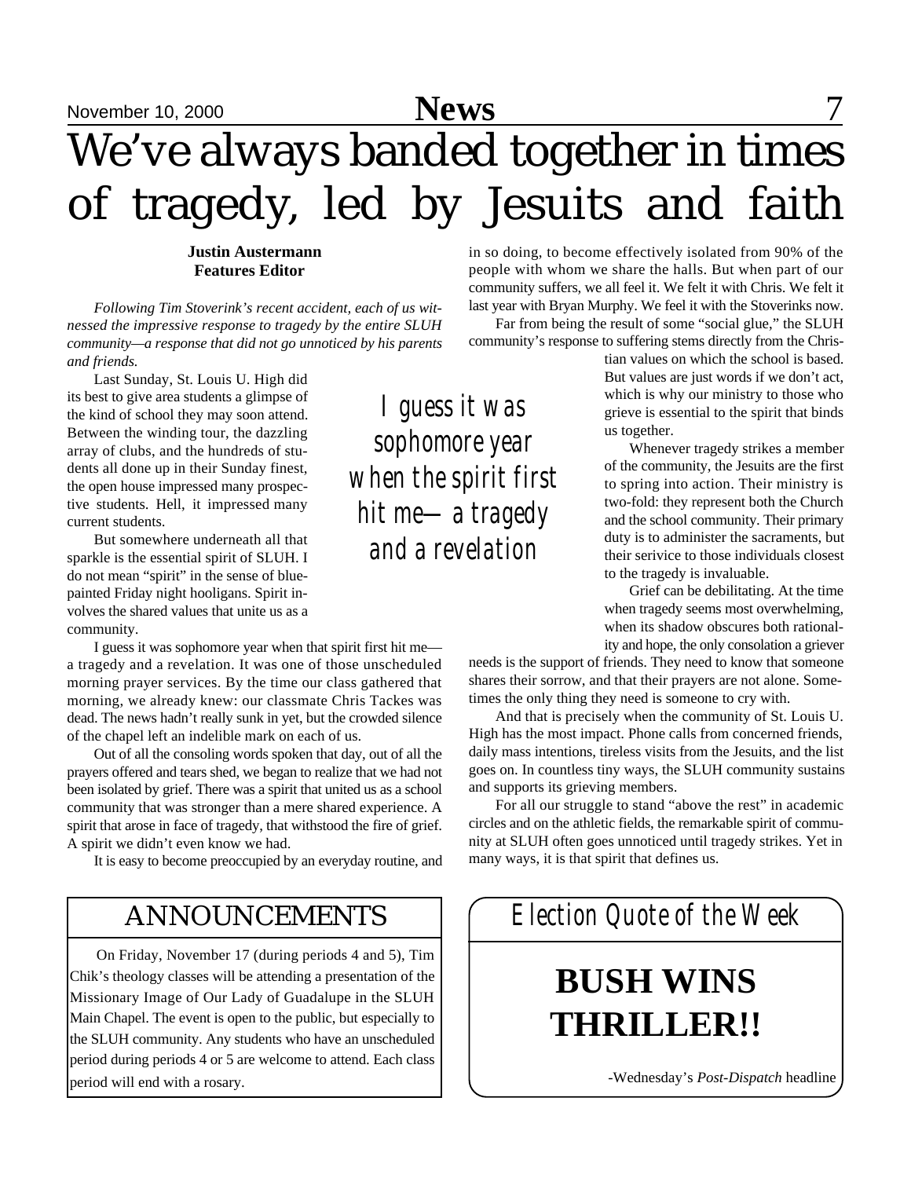# We've always banded together in times of tragedy, led by Jesuits and faith

**Justin Austermann**
**Features Editor**

*Following Tim Stoverink's recent accident, each of us witnessed the impressive response to tragedy by the entire SLUH community—a response that did not go unnoticed by his parents and friends.*

Last Sunday, St. Louis U. High did its best to give area students a glimpse of the kind of school they may soon attend. Between the winding tour, the dazzling array of clubs, and the hundreds of students all done up in their Sunday finest, the open house impressed many prospective students. Hell, it impressed many current students.

But somewhere underneath all that sparkle is the essential spirit of SLUH. I do not mean "spirit" in the sense of blue-painted Friday night hooligans. Spirit involves the shared values that unite us as a community.

I guess it was sophomore year when that spirit first hit me—a tragedy and a revelation. It was one of those unscheduled morning prayer services. By the time our class gathered that morning, we already knew: our classmate Chris Tackes was dead. The news hadn't really sunk in yet, but the crowded silence of the chapel left an indelible mark on each of us.

Out of all the consoling words spoken that day, out of all the prayers offered and tears shed, we began to realize that we had not been isolated by grief. There was a spirit that united us as a school community that was stronger than a mere shared experience. A spirit that arose in face of tragedy, that withstood the fire of grief. A spirit we didn't even know we had.

It is easy to become preoccupied by an everyday routine, and in so doing, to become effectively isolated from 90% of the people with whom we share the halls. But when part of our community suffers, we all feel it. We felt it with Chris. We felt it last year with Bryan Murphy. We feel it with the Stoverinks now.

*I guess it was sophomore year when the spirit first hit me—a tragedy and a revelation*

Far from being the result of some "social glue," the SLUH community's response to suffering stems directly from the Christian values on which the school is based. But values are just words if we don't act, which is why our ministry to those who grieve is essential to the spirit that binds us together.

Whenever tragedy strikes a member of the community, the Jesuits are the first to spring into action. Their ministry is two-fold: they represent both the Church and the school community. Their primary duty is to administer the sacraments, but their serivice to those individuals closest to the tragedy is invaluable.

Grief can be debilitating. At the time when tragedy seems most overwhelming, when its shadow obscures both rationality and hope, the only consolation a griever needs is the support of friends. They need to know that someone shares their sorrow, and that their prayers are not alone. Sometimes the only thing they need is someone to cry with.

And that is precisely when the community of St. Louis U. High has the most impact. Phone calls from concerned friends, daily mass intentions, tireless visits from the Jesuits, and the list goes on. In countless tiny ways, the SLUH community sustains and supports its grieving members.

For all our struggle to stand "above the rest" in academic circles and on the athletic fields, the remarkable spirit of community at SLUH often goes unnoticed until tragedy strikes. Yet in many ways, it is that spirit that defines us.

## ANNOUNCEMENTS

On Friday, November 17 (during periods 4 and 5), Tim Chik's theology classes will be attending a presentation of the Missionary Image of Our Lady of Guadalupe in the SLUH Main Chapel. The event is open to the public, but especially to the SLUH community. Any students who have an unscheduled period during periods 4 or 5 are welcome to attend. Each class period will end with a rosary.

## *Election Quote of the Week*

**BUSH WINS THRILLER!!**

-Wednesday's *Post-Dispatch* headline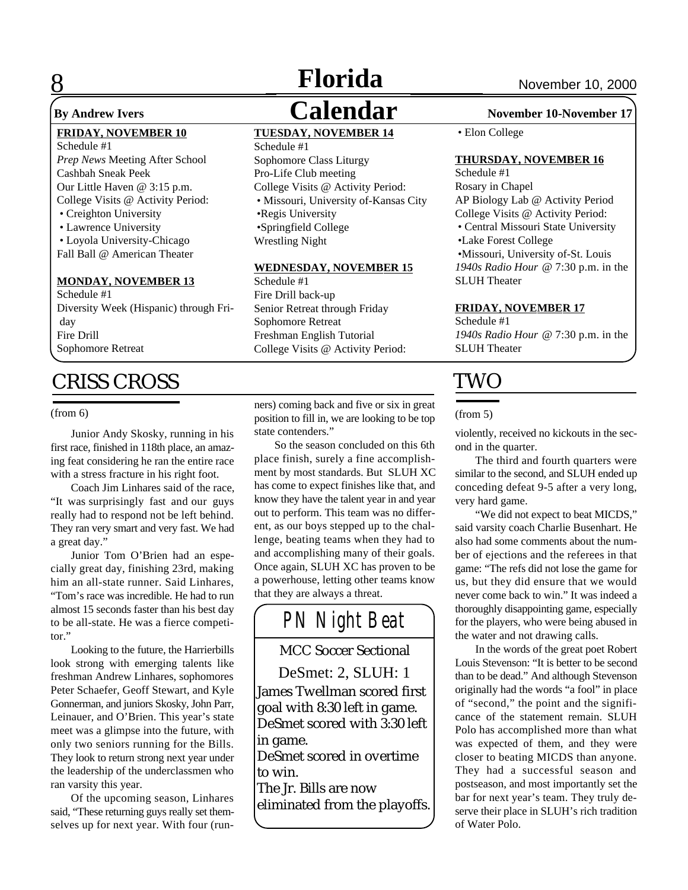# Florida Calendar

**By Andrew Ivers**

**November 10-November 17**

**FRIDAY, NOVEMBER 10**
Schedule #1
*Prep News* Meeting After School
Cashbah Sneak Peek
Our Little Haven @ 3:15 p.m.
College Visits @ Activity Period:
- Creighton University
- Lawrence University
- Loyola University-Chicago

Fall Ball @ American Theater

**MONDAY, NOVEMBER 13**
Schedule #1
Diversity Week (Hispanic) through Friday
Fire Drill
Sophomore Retreat

**TUESDAY, NOVEMBER 14**
Schedule #1
Sophomore Class Liturgy
Pro-Life Club meeting
College Visits @ Activity Period:
- Missouri, University of-Kansas City
- Regis University
- Springfield College

Wrestling Night

**WEDNESDAY, NOVEMBER 15**
Schedule #1
Fire Drill back-up
Senior Retreat through Friday
Sophomore Retreat
Freshman English Tutorial
College Visits @ Activity Period:
- Elon College

**THURSDAY, NOVEMBER 16**
Schedule #1
Rosary in Chapel
AP Biology Lab @ Activity Period
College Visits @ Activity Period:
- Central Missouri State University
- Lake Forest College
- Missouri, University of-St. Louis

*1940s Radio Hour* @ 7:30 p.m. in the SLUH Theater

**FRIDAY, NOVEMBER 17**
Schedule #1
*1940s Radio Hour* @ 7:30 p.m. in the SLUH Theater

## CRISS CROSS

(from 6)

Junior Andy Skosky, running in his first race, finished in 118th place, an amazing feat considering he ran the entire race with a stress fracture in his right foot.

Coach Jim Linhares said of the race, "It was surprisingly fast and our guys really had to respond not be left behind. They ran very smart and very fast. We had a great day."

Junior Tom O'Brien had an especially great day, finishing 23rd, making him an all-state runner. Said Linhares, "Tom's race was incredible. He had to run almost 15 seconds faster than his best day to be all-state. He was a fierce competitor."

Looking to the future, the Harrierbills look strong with emerging talents like freshman Andrew Linhares, sophomores Peter Schaefer, Geoff Stewart, and Kyle Gonnerman, and juniors Skosky, John Parr, Leinauer, and O'Brien. This year's state meet was a glimpse into the future, with only two seniors running for the Bills. They look to return strong next year under the leadership of the underclassmen who ran varsity this year.

Of the upcoming season, Linhares said, "These returning guys really set themselves up for next year. With four (runners) coming back and five or six in great position to fill in, we are looking to be top state contenders."

So the season concluded on this 6th place finish, surely a fine accomplishment by most standards. But SLUH XC has come to expect finishes like that, and know they have the talent year in and year out to perform. This team was no different, as our boys stepped up to the challenge, beating teams when they had to and accomplishing many of their goals. Once again, SLUH XC has proven to be a powerhouse, letting other teams know that they are always a threat.

### PN Night Beat

MCC Soccer Sectional

DeSmet: 2, SLUH: 1

James Twellman scored first goal with 8:30 left in game.
DeSmet scored with 3:30 left in game.
DeSmet scored in overtime to win.
The Jr. Bills are now eliminated from the playoffs.

## TWO

(from 5)

violently, received no kickouts in the second in the quarter.

The third and fourth quarters were similar to the second, and SLUH ended up conceding defeat 9-5 after a very long, very hard game.

"We did not expect to beat MICDS," said varsity coach Charlie Busenhart. He also had some comments about the number of ejections and the referees in that game: "The refs did not lose the game for us, but they did ensure that we would never come back to win." It was indeed a thoroughly disappointing game, especially for the players, who were being abused in the water and not drawing calls.

In the words of the great poet Robert Louis Stevenson: "It is better to be second than to be dead." And although Stevenson originally had the words "a fool" in place of "second," the point and the significance of the statement remain. SLUH Polo has accomplished more than what was expected of them, and they were closer to beating MICDS than anyone. They had a successful season and postseason, and most importantly set the bar for next year's team. They truly deserve their place in SLUH's rich tradition of Water Polo.